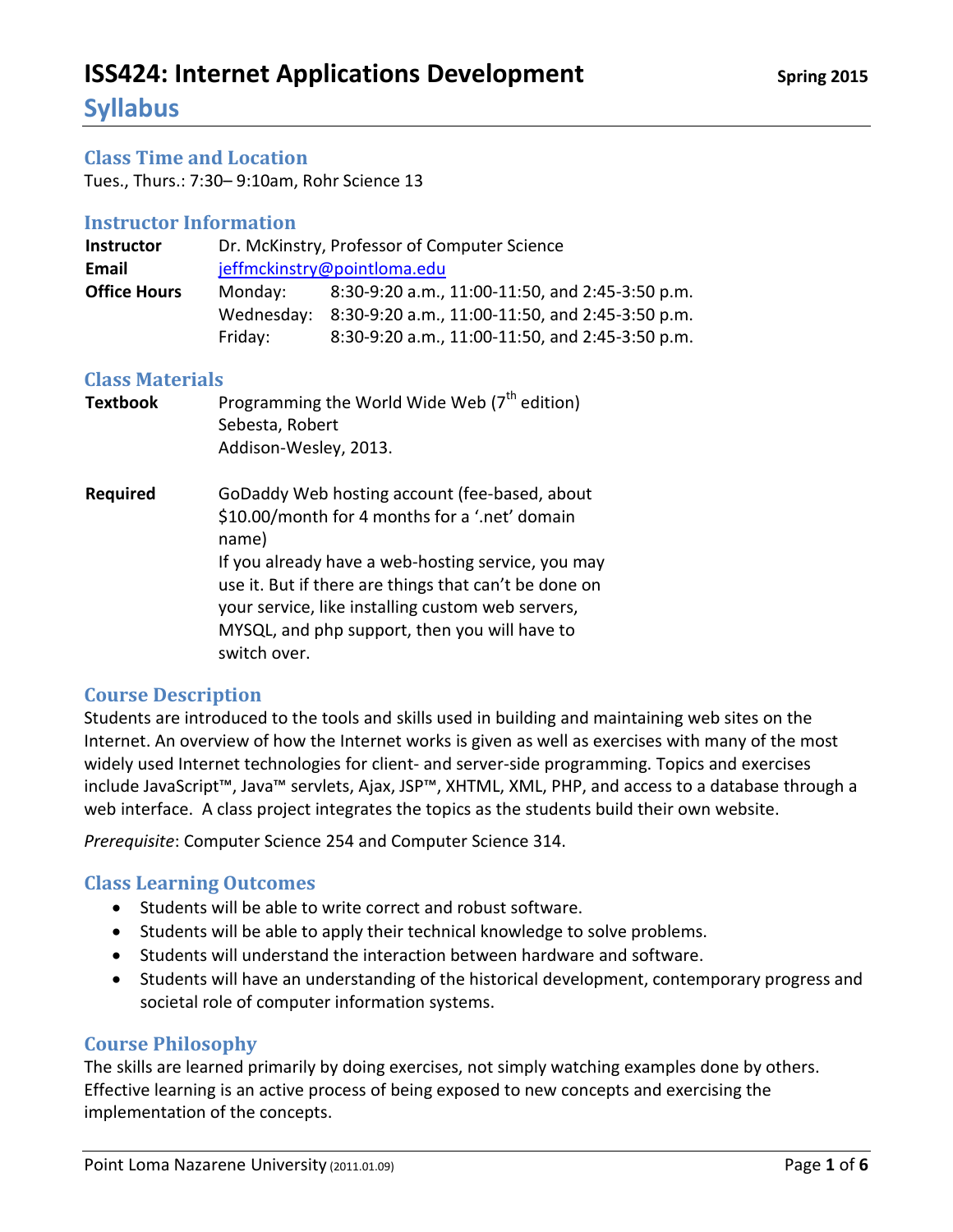# ISS424: Internet Applications Development

Spring 2015

## Syllabus

### Class Time and Location

Tues., Thurs.: 7:30– 9:10am, Rohr Science 13

### Instructor Information

| | | |
|---|---|---|
| **Instructor** | Dr. McKinstry, Professor of Computer Science | |
| **Email** | jeffmckinstry@pointloma.edu | |
| **Office Hours** | Monday: | 8:30-9:20 a.m., 11:00-11:50, and 2:45-3:50 p.m. |
| | Wednesday: | 8:30-9:20 a.m., 11:00-11:50, and 2:45-3:50 p.m. |
| | Friday: | 8:30-9:20 a.m., 11:00-11:50, and 2:45-3:50 p.m. |

### Class Materials

**Textbook**
Programming the World Wide Web (7th edition)
Sebesta, Robert
Addison-Wesley, 2013.

**Required**
GoDaddy Web hosting account (fee-based, about $10.00/month for 4 months for a '.net' domain name)
If you already have a web-hosting service, you may use it. But if there are things that can't be done on your service, like installing custom web servers, MYSQL, and php support, then you will have to switch over.

### Course Description

Students are introduced to the tools and skills used in building and maintaining web sites on the Internet. An overview of how the Internet works is given as well as exercises with many of the most widely used Internet technologies for client- and server-side programming. Topics and exercises include JavaScript™, Java™ servlets, Ajax, JSP™, XHTML, XML, PHP, and access to a database through a web interface. A class project integrates the topics as the students build their own website.

*Prerequisite*: Computer Science 254 and Computer Science 314.

### Class Learning Outcomes

- Students will be able to write correct and robust software.
- Students will be able to apply their technical knowledge to solve problems.
- Students will understand the interaction between hardware and software.
- Students will have an understanding of the historical development, contemporary progress and societal role of computer information systems.

### Course Philosophy

The skills are learned primarily by doing exercises, not simply watching examples done by others. Effective learning is an active process of being exposed to new concepts and exercising the implementation of the concepts.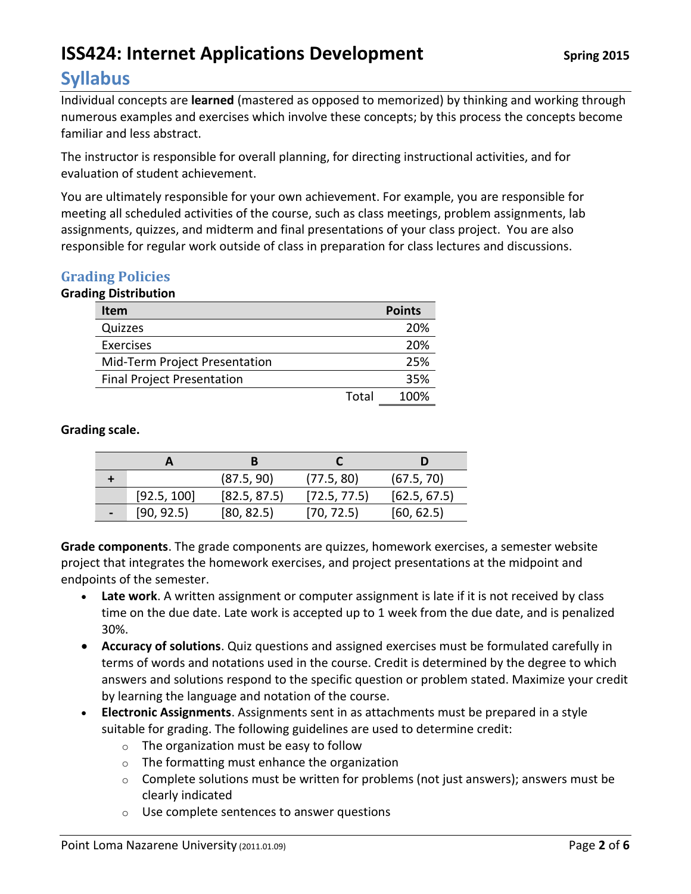# ISS424: Internet Applications Development

**Spring 2015**

## Syllabus

Individual concepts are **learned** (mastered as opposed to memorized) by thinking and working through numerous examples and exercises which involve these concepts; by this process the concepts become familiar and less abstract.

The instructor is responsible for overall planning, for directing instructional activities, and for evaluation of student achievement.

You are ultimately responsible for your own achievement. For example, you are responsible for meeting all scheduled activities of the course, such as class meetings, problem assignments, lab assignments, quizzes, and midterm and final presentations of your class project. You are also responsible for regular work outside of class in preparation for class lectures and discussions.

### Grading Policies

**Grading Distribution**

| Item | Points |
|---|---|
| Quizzes | 20% |
| Exercises | 20% |
| Mid-Term Project Presentation | 25% |
| Final Project Presentation | 35% |
| Total | 100% |

**Grading scale.**

| | A | B | C | D |
|---|---|---|---|---|
| + | | (87.5, 90) | (77.5, 80) | (67.5, 70) |
| | [92.5, 100] | [82.5, 87.5) | [72.5, 77.5) | [62.5, 67.5) |
| - | [90, 92.5) | [80, 82.5) | [70, 72.5) | [60, 62.5) |

**Grade components**. The grade components are quizzes, homework exercises, a semester website project that integrates the homework exercises, and project presentations at the midpoint and endpoints of the semester.

- **Late work**. A written assignment or computer assignment is late if it is not received by class time on the due date. Late work is accepted up to 1 week from the due date, and is penalized 30%.
- **Accuracy of solutions**. Quiz questions and assigned exercises must be formulated carefully in terms of words and notations used in the course. Credit is determined by the degree to which answers and solutions respond to the specific question or problem stated. Maximize your credit by learning the language and notation of the course.
- **Electronic Assignments**. Assignments sent in as attachments must be prepared in a style suitable for grading. The following guidelines are used to determine credit:
  - The organization must be easy to follow
  - The formatting must enhance the organization
  - Complete solutions must be written for problems (not just answers); answers must be clearly indicated
  - Use complete sentences to answer questions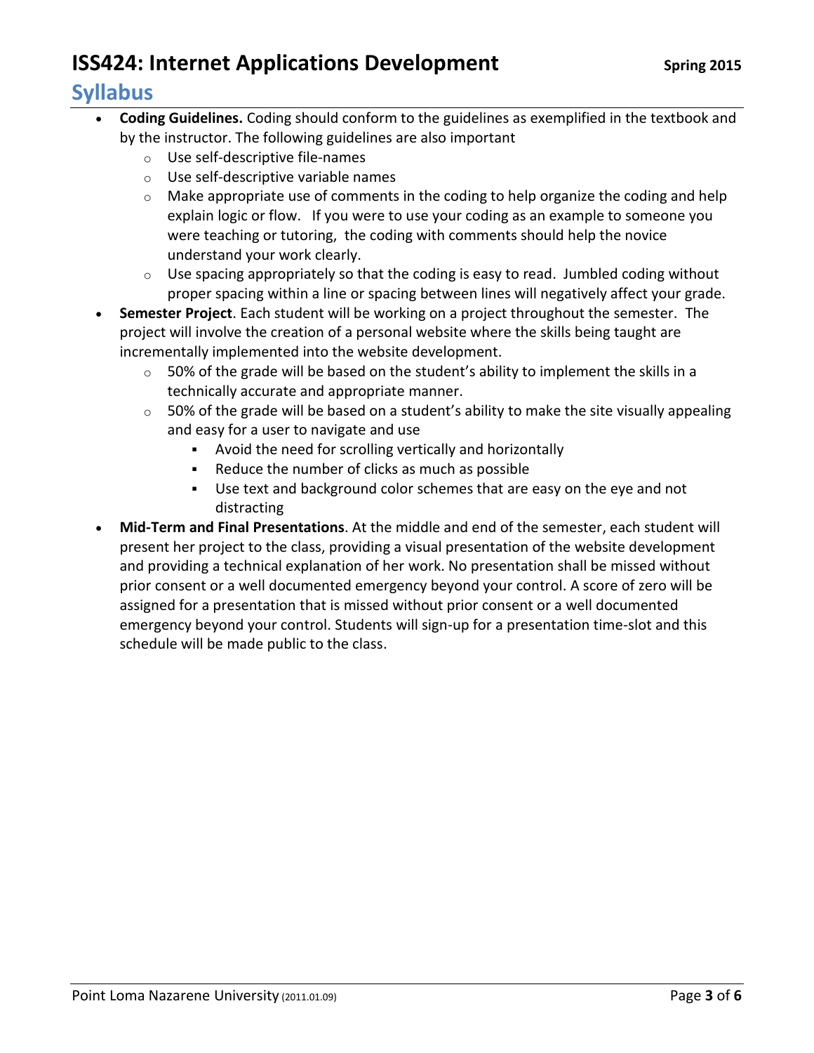- **Coding Guidelines.** Coding should conform to the guidelines as exemplified in the textbook and by the instructor. The following guidelines are also important
  - Use self-descriptive file-names
  - Use self-descriptive variable names
  - Make appropriate use of comments in the coding to help organize the coding and help explain logic or flow. If you were to use your coding as an example to someone you were teaching or tutoring, the coding with comments should help the novice understand your work clearly.
  - Use spacing appropriately so that the coding is easy to read. Jumbled coding without proper spacing within a line or spacing between lines will negatively affect your grade.
- **Semester Project**. Each student will be working on a project throughout the semester. The project will involve the creation of a personal website where the skills being taught are incrementally implemented into the website development.
  - 50% of the grade will be based on the student's ability to implement the skills in a technically accurate and appropriate manner.
  - 50% of the grade will be based on a student's ability to make the site visually appealing and easy for a user to navigate and use
    - Avoid the need for scrolling vertically and horizontally
    - Reduce the number of clicks as much as possible
    - Use text and background color schemes that are easy on the eye and not distracting
- **Mid-Term and Final Presentations**. At the middle and end of the semester, each student will present her project to the class, providing a visual presentation of the website development and providing a technical explanation of her work. No presentation shall be missed without prior consent or a well documented emergency beyond your control. A score of zero will be assigned for a presentation that is missed without prior consent or a well documented emergency beyond your control. Students will sign-up for a presentation time-slot and this schedule will be made public to the class.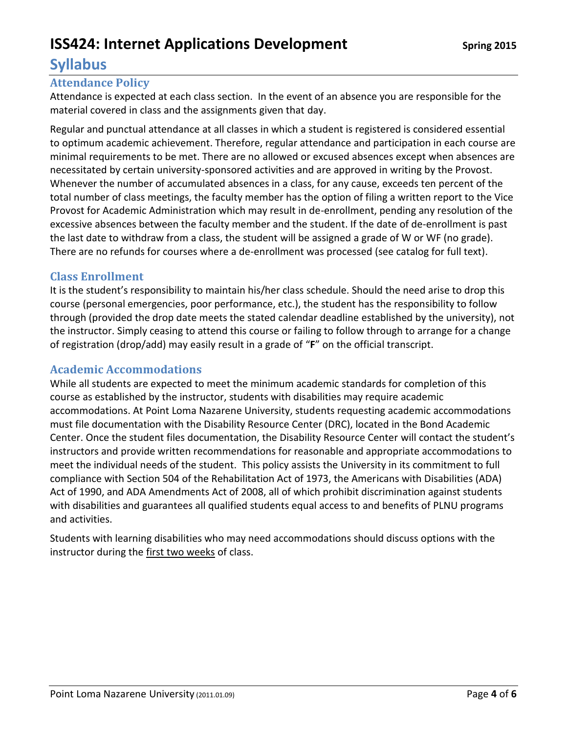## Attendance Policy

Attendance is expected at each class section. In the event of an absence you are responsible for the material covered in class and the assignments given that day.

Regular and punctual attendance at all classes in which a student is registered is considered essential to optimum academic achievement. Therefore, regular attendance and participation in each course are minimal requirements to be met. There are no allowed or excused absences except when absences are necessitated by certain university-sponsored activities and are approved in writing by the Provost. Whenever the number of accumulated absences in a class, for any cause, exceeds ten percent of the total number of class meetings, the faculty member has the option of filing a written report to the Vice Provost for Academic Administration which may result in de-enrollment, pending any resolution of the excessive absences between the faculty member and the student. If the date of de-enrollment is past the last date to withdraw from a class, the student will be assigned a grade of W or WF (no grade). There are no refunds for courses where a de-enrollment was processed (see catalog for full text).

## Class Enrollment

It is the student's responsibility to maintain his/her class schedule. Should the need arise to drop this course (personal emergencies, poor performance, etc.), the student has the responsibility to follow through (provided the drop date meets the stated calendar deadline established by the university), not the instructor. Simply ceasing to attend this course or failing to follow through to arrange for a change of registration (drop/add) may easily result in a grade of "**F**" on the official transcript.

## Academic Accommodations

While all students are expected to meet the minimum academic standards for completion of this course as established by the instructor, students with disabilities may require academic accommodations. At Point Loma Nazarene University, students requesting academic accommodations must file documentation with the Disability Resource Center (DRC), located in the Bond Academic Center. Once the student files documentation, the Disability Resource Center will contact the student's instructors and provide written recommendations for reasonable and appropriate accommodations to meet the individual needs of the student. This policy assists the University in its commitment to full compliance with Section 504 of the Rehabilitation Act of 1973, the Americans with Disabilities (ADA) Act of 1990, and ADA Amendments Act of 2008, all of which prohibit discrimination against students with disabilities and guarantees all qualified students equal access to and benefits of PLNU programs and activities.

Students with learning disabilities who may need accommodations should discuss options with the instructor during the <u>first two weeks</u> of class.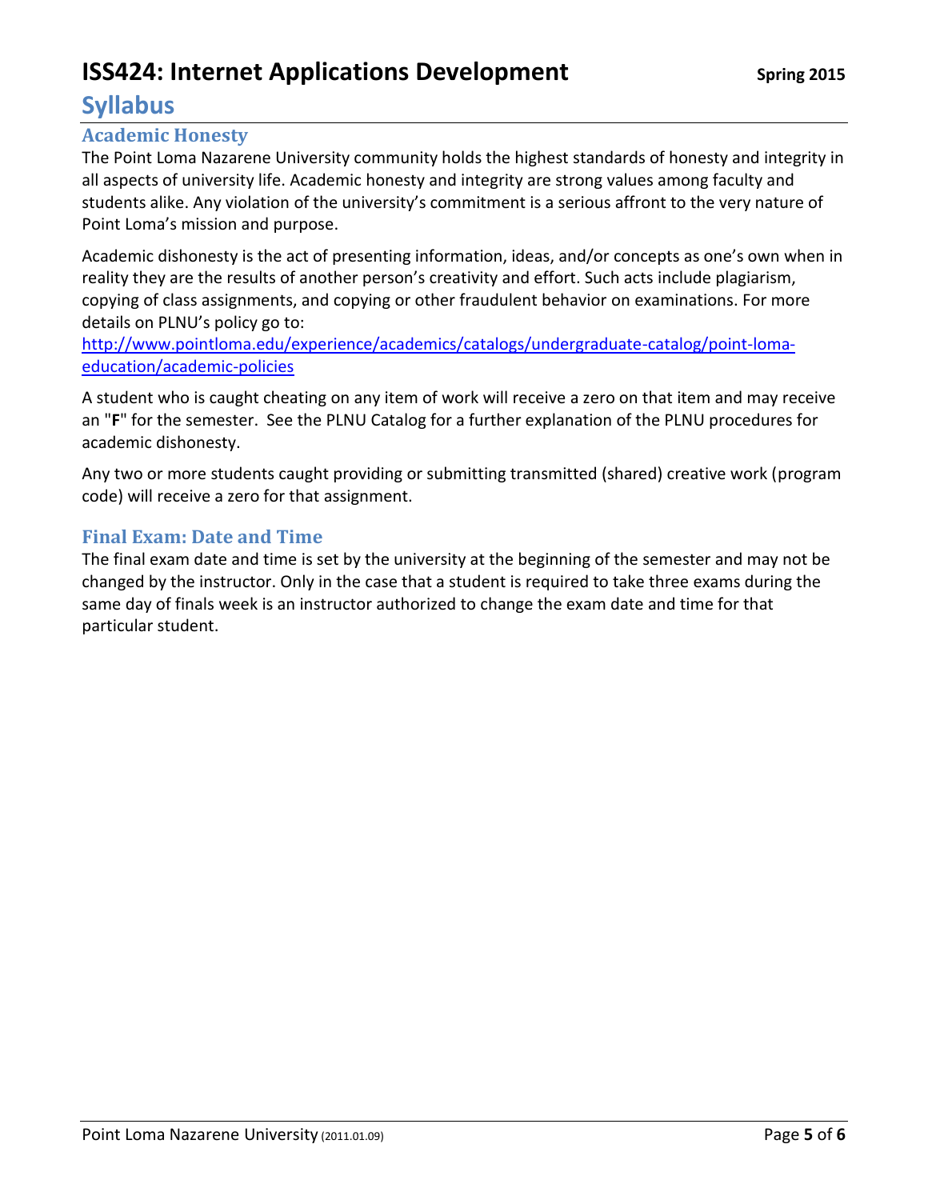## Academic Honesty

The Point Loma Nazarene University community holds the highest standards of honesty and integrity in all aspects of university life. Academic honesty and integrity are strong values among faculty and students alike. Any violation of the university's commitment is a serious affront to the very nature of Point Loma's mission and purpose.

Academic dishonesty is the act of presenting information, ideas, and/or concepts as one's own when in reality they are the results of another person's creativity and effort. Such acts include plagiarism, copying of class assignments, and copying or other fraudulent behavior on examinations. For more details on PLNU's policy go to: [http://www.pointloma.edu/experience/academics/catalogs/undergraduate-catalog/point-loma-education/academic-policies](http://www.pointloma.edu/experience/academics/catalogs/undergraduate-catalog/point-loma-education/academic-policies)

A student who is caught cheating on any item of work will receive a zero on that item and may receive an "**F**" for the semester. See the PLNU Catalog for a further explanation of the PLNU procedures for academic dishonesty.

Any two or more students caught providing or submitting transmitted (shared) creative work (program code) will receive a zero for that assignment.

## Final Exam: Date and Time

The final exam date and time is set by the university at the beginning of the semester and may not be changed by the instructor. Only in the case that a student is required to take three exams during the same day of finals week is an instructor authorized to change the exam date and time for that particular student.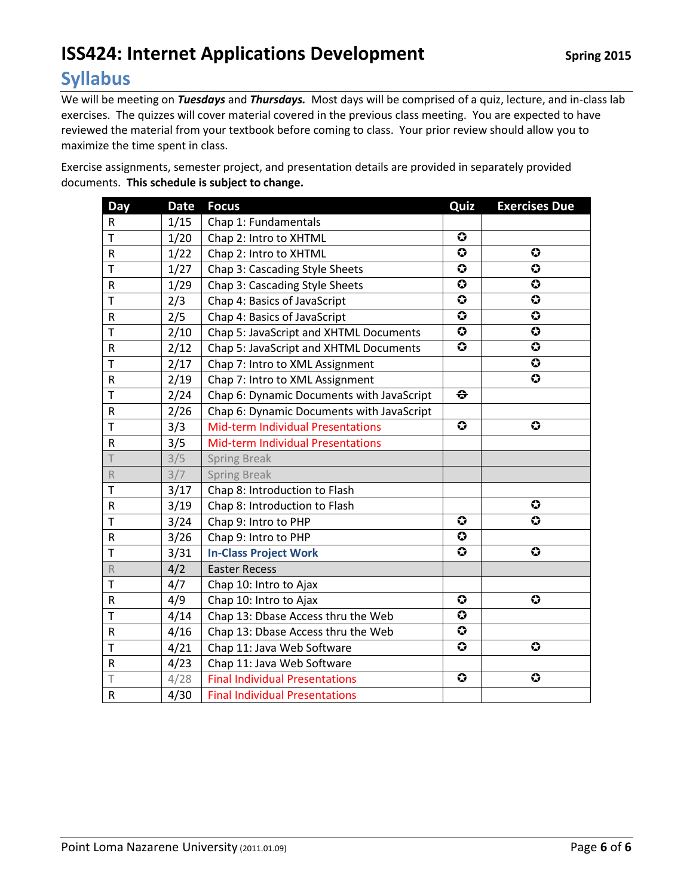# ISS424: Internet Applications Development

**Spring 2015**

## Syllabus

We will be meeting on ***Tuesdays*** and ***Thursdays.*** Most days will be comprised of a quiz, lecture, and in-class lab exercises. The quizzes will cover material covered in the previous class meeting. You are expected to have reviewed the material from your textbook before coming to class. Your prior review should allow you to maximize the time spent in class.

Exercise assignments, semester project, and presentation details are provided in separately provided documents. **This schedule is subject to change.**

| Day | Date | Focus | Quiz | Exercises Due |
|---|---|---|---|---|
| R | 1/15 | Chap 1: Fundamentals | | |
| T | 1/20 | Chap 2: Intro to XHTML | ✪ | |
| R | 1/22 | Chap 2: Intro to XHTML | ✪ | ✪ |
| T | 1/27 | Chap 3: Cascading Style Sheets | ✪ | ✪ |
| R | 1/29 | Chap 3: Cascading Style Sheets | ✪ | ✪ |
| T | 2/3 | Chap 4: Basics of JavaScript | ✪ | ✪ |
| R | 2/5 | Chap 4: Basics of JavaScript | ✪ | ✪ |
| T | 2/10 | Chap 5: JavaScript and XHTML Documents | ✪ | ✪ |
| R | 2/12 | Chap 5: JavaScript and XHTML Documents | ✪ | ✪ |
| T | 2/17 | Chap 7: Intro to XML Assignment | | ✪ |
| R | 2/19 | Chap 7: Intro to XML Assignment | | ✪ |
| T | 2/24 | Chap 6: Dynamic Documents with JavaScript | ✪ | |
| R | 2/26 | Chap 6: Dynamic Documents with JavaScript | | |
| T | 3/3 | Mid-term Individual Presentations | ✪ | ✪ |
| R | 3/5 | Mid-term Individual Presentations | | |
| T | 3/5 | Spring Break | | |
| R | 3/7 | Spring Break | | |
| T | 3/17 | Chap 8: Introduction to Flash | | |
| R | 3/19 | Chap 8: Introduction to Flash | | ✪ |
| T | 3/24 | Chap 9: Intro to PHP | ✪ | ✪ |
| R | 3/26 | Chap 9: Intro to PHP | ✪ | |
| T | 3/31 | **In-Class Project Work** | ✪ | ✪ |
| R | 4/2 | Easter Recess | | |
| T | 4/7 | Chap 10: Intro to Ajax | | |
| R | 4/9 | Chap 10: Intro to Ajax | ✪ | ✪ |
| T | 4/14 | Chap 13: Dbase Access thru the Web | ✪ | |
| R | 4/16 | Chap 13: Dbase Access thru the Web | ✪ | |
| T | 4/21 | Chap 11: Java Web Software | ✪ | ✪ |
| R | 4/23 | Chap 11: Java Web Software | | |
| T | 4/28 | Final Individual Presentations | ✪ | ✪ |
| R | 4/30 | Final Individual Presentations | | |